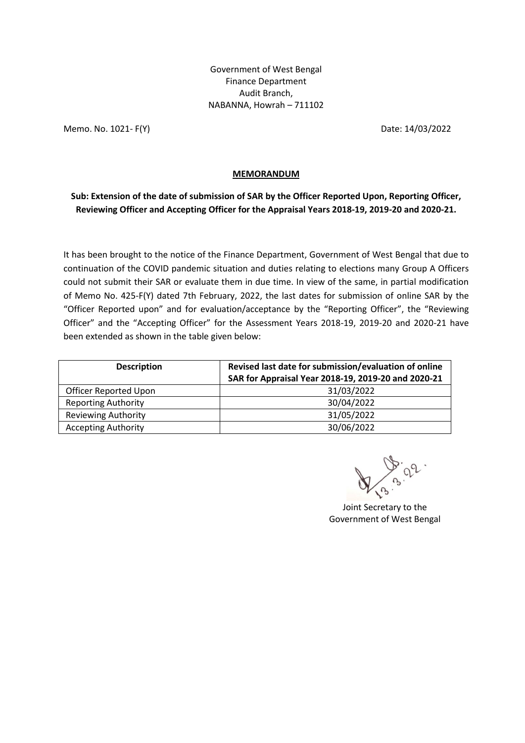Government of West Bengal
Finance Department
Audit Branch,
NABANNA, Howrah – 711102

Memo. No. 1021- F(Y) Date: 14/03/2022

**MEMORANDUM**

**Sub: Extension of the date of submission of SAR by the Officer Reported Upon, Reporting Officer, Reviewing Officer and Accepting Officer for the Appraisal Years 2018-19, 2019-20 and 2020-21.**

It has been brought to the notice of the Finance Department, Government of West Bengal that due to continuation of the COVID pandemic situation and duties relating to elections many Group A Officers could not submit their SAR or evaluate them in due time. In view of the same, in partial modification of Memo No. 425-F(Y) dated 7th February, 2022, the last dates for submission of online SAR by the "Officer Reported upon" and for evaluation/acceptance by the "Reporting Officer", the "Reviewing Officer" and the "Accepting Officer" for the Assessment Years 2018-19, 2019-20 and 2020-21 have been extended as shown in the table given below:

| Description | Revised last date for submission/evaluation of online SAR for Appraisal Year 2018-19, 2019-20 and 2020-21 |
|---|---|
| Officer Reported Upon | 31/03/2022 |
| Reporting Authority | 30/04/2022 |
| Reviewing Authority | 31/05/2022 |
| Accepting Authority | 30/06/2022 |

Sd/- 13.3.22.

Joint Secretary to the
Government of West Bengal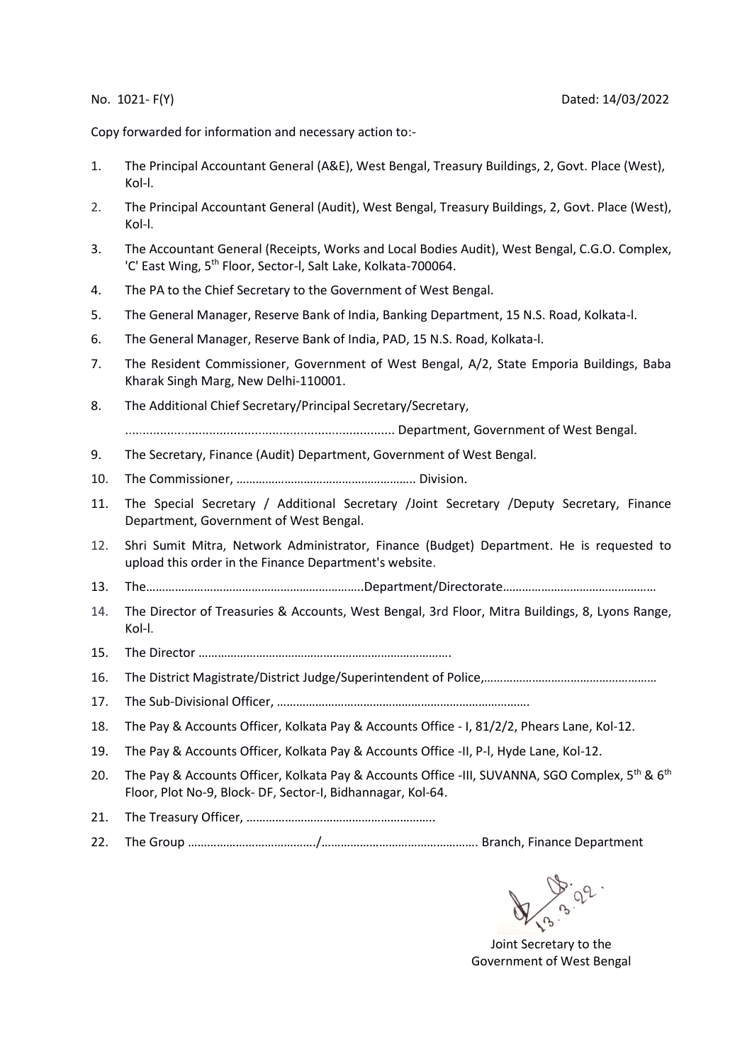No. 1021- F(Y) Dated: 14/03/2022

Copy forwarded for information and necessary action to:-

1. The Principal Accountant General (A&E), West Bengal, Treasury Buildings, 2, Govt. Place (West), Kol-l.
2. The Principal Accountant General (Audit), West Bengal, Treasury Buildings, 2, Govt. Place (West), Kol-l.
3. The Accountant General (Receipts, Works and Local Bodies Audit), West Bengal, C.G.O. Complex, 'C' East Wing, 5th Floor, Sector-l, Salt Lake, Kolkata-700064.
4. The PA to the Chief Secretary to the Government of West Bengal.
5. The General Manager, Reserve Bank of India, Banking Department, 15 N.S. Road, Kolkata-l.
6. The General Manager, Reserve Bank of India, PAD, 15 N.S. Road, Kolkata-l.
7. The Resident Commissioner, Government of West Bengal, A/2, State Emporia Buildings, Baba Kharak Singh Marg, New Delhi-110001.
8. The Additional Chief Secretary/Principal Secretary/Secretary,

   ............................................................................ Department, Government of West Bengal.
9. The Secretary, Finance (Audit) Department, Government of West Bengal.
10. The Commissioner, ……………………………………………….. Division.
11. The Special Secretary / Additional Secretary /Joint Secretary /Deputy Secretary, Finance Department, Government of West Bengal.
12. Shri Sumit Mitra, Network Administrator, Finance (Budget) Department. He is requested to upload this order in the Finance Department's website.
13. The…………………………………………………………Department/Directorate…………………………………………
14. The Director of Treasuries & Accounts, West Bengal, 3rd Floor, Mitra Buildings, 8, Lyons Range, Kol-l.
15. The Director …………………………………………………………………….
16. The District Magistrate/District Judge/Superintendent of Police,………………………………………………
17. The Sub-Divisional Officer, …………………………………………………………………….
18. The Pay & Accounts Officer, Kolkata Pay & Accounts Office - I, 81/2/2, Phears Lane, Kol-12.
19. The Pay & Accounts Officer, Kolkata Pay & Accounts Office -II, P-l, Hyde Lane, Kol-12.
20. The Pay & Accounts Officer, Kolkata Pay & Accounts Office -III, SUVANNA, SGO Complex, 5th & 6th Floor, Plot No-9, Block- DF, Sector-I, Bidhannagar, Kol-64.
21. The Treasury Officer, …………………………………………………..
22. The Group …………………………………/………………………………………… Branch, Finance Department

13.3.22.

Joint Secretary to the
Government of West Bengal